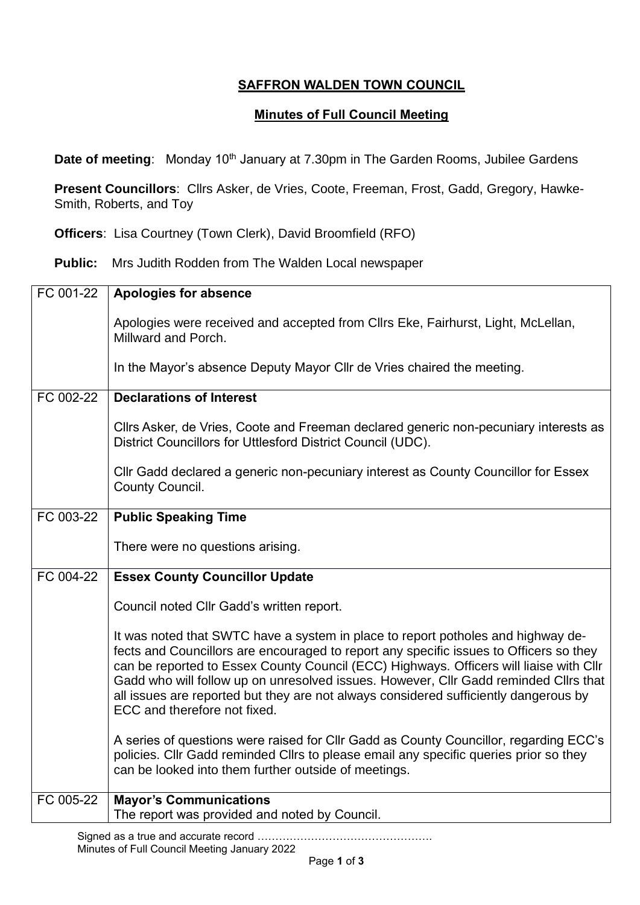# SAFFRON WALDEN TOWN COUNCIL

## Minutes of Full Council Meeting

**Date of meeting**: Monday 10th January at 7.30pm in The Garden Rooms, Jubilee Gardens

**Present Councillors**: Cllrs Asker, de Vries, Coote, Freeman, Frost, Gadd, Gregory, Hawke-Smith, Roberts, and Toy

**Officers**: Lisa Courtney (Town Clerk), David Broomfield (RFO)

**Public:** Mrs Judith Rodden from The Walden Local newspaper

| | |
|---|---|
| FC 001-22 | **Apologies for absence**<br><br>Apologies were received and accepted from Cllrs Eke, Fairhurst, Light, McLellan, Millward and Porch.<br><br>In the Mayor's absence Deputy Mayor Cllr de Vries chaired the meeting. |
| FC 002-22 | **Declarations of Interest**<br><br>Cllrs Asker, de Vries, Coote and Freeman declared generic non-pecuniary interests as District Councillors for Uttlesford District Council (UDC).<br><br>Cllr Gadd declared a generic non-pecuniary interest as County Councillor for Essex County Council. |
| FC 003-22 | **Public Speaking Time**<br><br>There were no questions arising. |
| FC 004-22 | **Essex County Councillor Update**<br><br>Council noted Cllr Gadd's written report.<br><br>It was noted that SWTC have a system in place to report potholes and highway de-fects and Councillors are encouraged to report any specific issues to Officers so they can be reported to Essex County Council (ECC) Highways. Officers will liaise with Cllr Gadd who will follow up on unresolved issues. However, Cllr Gadd reminded Cllrs that all issues are reported but they are not always considered sufficiently dangerous by ECC and therefore not fixed.<br><br>A series of questions were raised for Cllr Gadd as County Councillor, regarding ECC's policies. Cllr Gadd reminded Cllrs to please email any specific queries prior so they can be looked into them further outside of meetings. |
| FC 005-22 | **Mayor's Communications**<br>The report was provided and noted by Council. |

Signed as a true and accurate record ………………………………………….
Minutes of Full Council Meeting January 2022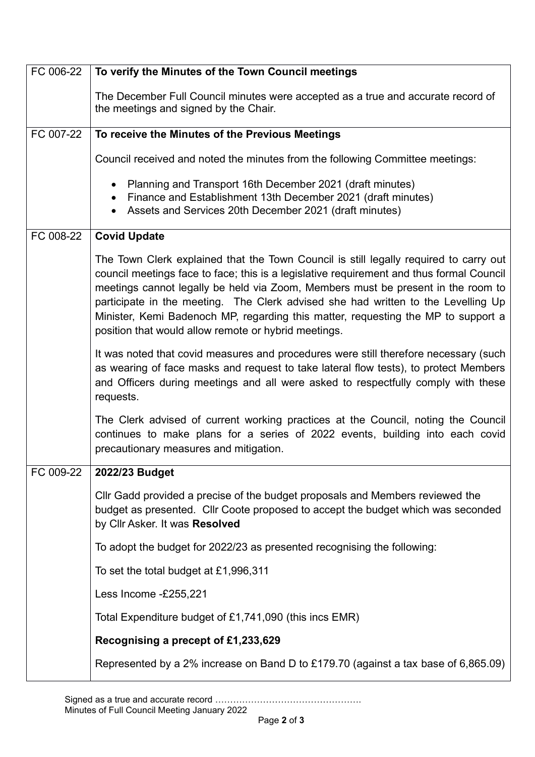| | |
|---|---|
| FC 006-22 | **To verify the Minutes of the Town Council meetings**<br><br>The December Full Council minutes were accepted as a true and accurate record of the meetings and signed by the Chair. |
| FC 007-22 | **To receive the Minutes of the Previous Meetings**<br><br>Council received and noted the minutes from the following Committee meetings:<br><br>• Planning and Transport 16th December 2021 (draft minutes)<br>• Finance and Establishment 13th December 2021 (draft minutes)<br>• Assets and Services 20th December 2021 (draft minutes) |
| FC 008-22 | **Covid Update**<br><br>The Town Clerk explained that the Town Council is still legally required to carry out council meetings face to face; this is a legislative requirement and thus formal Council meetings cannot legally be held via Zoom, Members must be present in the room to participate in the meeting. The Clerk advised she had written to the Levelling Up Minister, Kemi Badenoch MP, regarding this matter, requesting the MP to support a position that would allow remote or hybrid meetings.<br><br>It was noted that covid measures and procedures were still therefore necessary (such as wearing of face masks and request to take lateral flow tests), to protect Members and Officers during meetings and all were asked to respectfully comply with these requests.<br><br>The Clerk advised of current working practices at the Council, noting the Council continues to make plans for a series of 2022 events, building into each covid precautionary measures and mitigation. |
| FC 009-22 | **2022/23 Budget**<br><br>Cllr Gadd provided a precise of the budget proposals and Members reviewed the budget as presented. Cllr Coote proposed to accept the budget which was seconded by Cllr Asker. It was **Resolved**<br><br>To adopt the budget for 2022/23 as presented recognising the following:<br><br>To set the total budget at £1,996,311<br><br>Less Income -£255,221<br><br>Total Expenditure budget of £1,741,090 (this incs EMR)<br><br>**Recognising a precept of £1,233,629**<br><br>Represented by a 2% increase on Band D to £179.70 (against a tax base of 6,865.09) |

Signed as a true and accurate record …………………………………………
Minutes of Full Council Meeting January 2022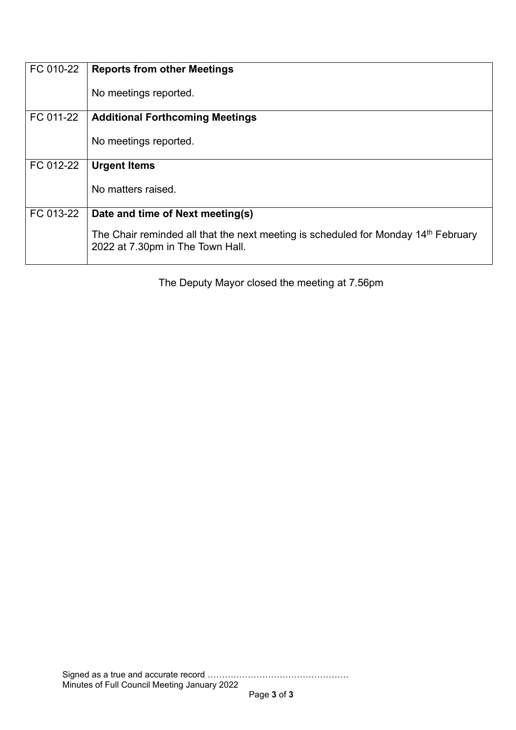| | |
|---|---|
| FC 010-22 | **Reports from other Meetings**<br><br>No meetings reported. |
| FC 011-22 | **Additional Forthcoming Meetings**<br><br>No meetings reported. |
| FC 012-22 | **Urgent Items**<br><br>No matters raised. |
| FC 013-22 | **Date and time of Next meeting(s)**<br><br>The Chair reminded all that the next meeting is scheduled for Monday 14th February 2022 at 7.30pm in The Town Hall. |

The Deputy Mayor closed the meeting at 7.56pm

Signed as a true and accurate record ………………………………………….

Minutes of Full Council Meeting January 2022